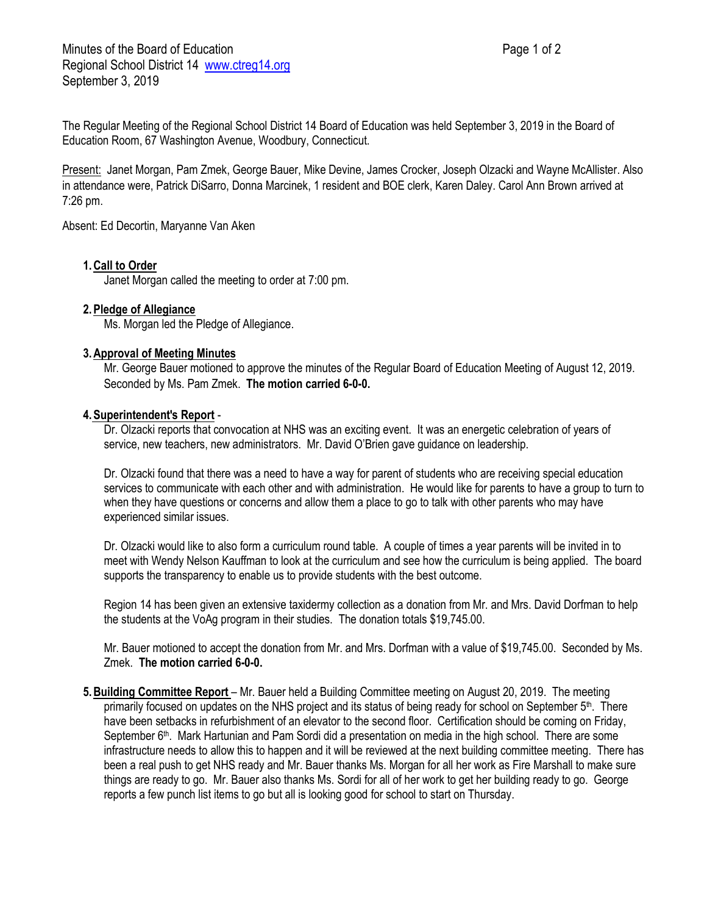Minutes of the Board of Education
Regional School District 14 www.ctreg14.org
September 3, 2019

The Regular Meeting of the Regional School District 14 Board of Education was held September 3, 2019 in the Board of Education Room, 67 Washington Avenue, Woodbury, Connecticut.

Present: Janet Morgan, Pam Zmek, George Bauer, Mike Devine, James Crocker, Joseph Olzacki and Wayne McAllister. Also in attendance were, Patrick DiSarro, Donna Marcinek, 1 resident and BOE clerk, Karen Daley. Carol Ann Brown arrived at 7:26 pm.

Absent: Ed Decortin, Maryanne Van Aken

1. **Call to Order**
   Janet Morgan called the meeting to order at 7:00 pm.

2. **Pledge of Allegiance**
   Ms. Morgan led the Pledge of Allegiance.

3. **Approval of Meeting Minutes**
   Mr. George Bauer motioned to approve the minutes of the Regular Board of Education Meeting of August 12, 2019. Seconded by Ms. Pam Zmek. **The motion carried 6-0-0.**

4. **Superintendent's Report** -
   Dr. Olzacki reports that convocation at NHS was an exciting event. It was an energetic celebration of years of service, new teachers, new administrators. Mr. David O'Brien gave guidance on leadership.

   Dr. Olzacki found that there was a need to have a way for parent of students who are receiving special education services to communicate with each other and with administration. He would like for parents to have a group to turn to when they have questions or concerns and allow them a place to go to talk with other parents who may have experienced similar issues.

   Dr. Olzacki would like to also form a curriculum round table. A couple of times a year parents will be invited in to meet with Wendy Nelson Kauffman to look at the curriculum and see how the curriculum is being applied. The board supports the transparency to enable us to provide students with the best outcome.

   Region 14 has been given an extensive taxidermy collection as a donation from Mr. and Mrs. David Dorfman to help the students at the VoAg program in their studies. The donation totals $19,745.00.

   Mr. Bauer motioned to accept the donation from Mr. and Mrs. Dorfman with a value of $19,745.00. Seconded by Ms. Zmek. **The motion carried 6-0-0.**

5. **Building Committee Report** – Mr. Bauer held a Building Committee meeting on August 20, 2019. The meeting primarily focused on updates on the NHS project and its status of being ready for school on September 5th. There have been setbacks in refurbishment of an elevator to the second floor. Certification should be coming on Friday, September 6th. Mark Hartunian and Pam Sordi did a presentation on media in the high school. There are some infrastructure needs to allow this to happen and it will be reviewed at the next building committee meeting. There has been a real push to get NHS ready and Mr. Bauer thanks Ms. Morgan for all her work as Fire Marshall to make sure things are ready to go. Mr. Bauer also thanks Ms. Sordi for all of her work to get her building ready to go. George reports a few punch list items to go but all is looking good for school to start on Thursday.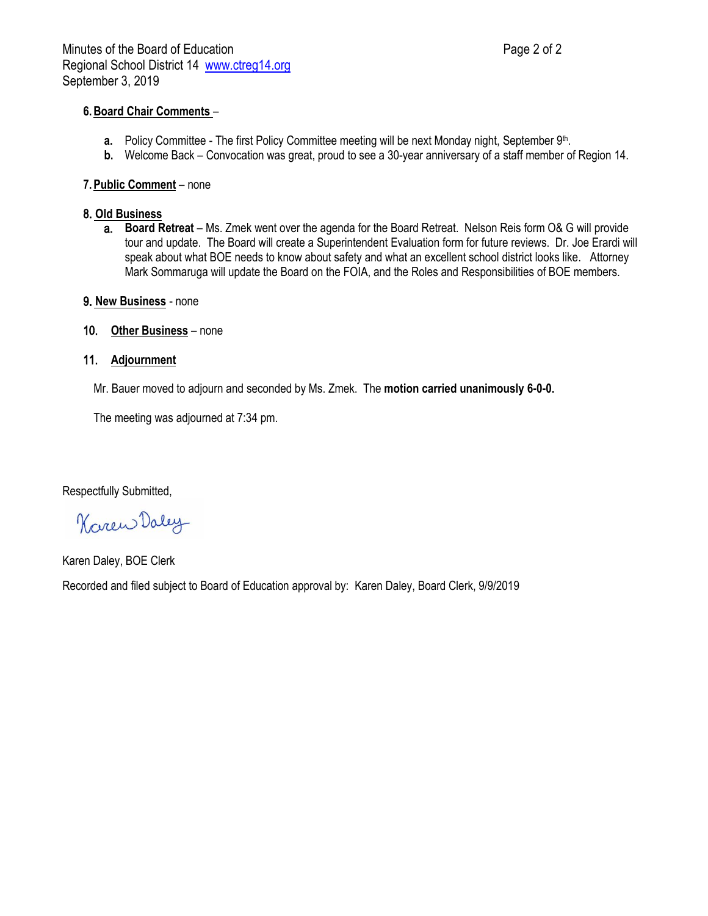6. **Board Chair Comments** –

   a. Policy Committee - The first Policy Committee meeting will be next Monday night, September 9th.
   b. Welcome Back – Convocation was great, proud to see a 30-year anniversary of a staff member of Region 14.

7. **Public Comment** – none

8. **Old Business**

   a. **Board Retreat** – Ms. Zmek went over the agenda for the Board Retreat. Nelson Reis form O& G will provide tour and update. The Board will create a Superintendent Evaluation form for future reviews. Dr. Joe Erardi will speak about what BOE needs to know about safety and what an excellent school district looks like. Attorney Mark Sommaruga will update the Board on the FOIA, and the Roles and Responsibilities of BOE members.

9. **New Business** - none

10. **Other Business** – none

11. **Adjournment**

Mr. Bauer moved to adjourn and seconded by Ms. Zmek. The **motion carried unanimously 6-0-0.**

The meeting was adjourned at 7:34 pm.

Respectfully Submitted,

Karen Daley

Karen Daley, BOE Clerk

Recorded and filed subject to Board of Education approval by: Karen Daley, Board Clerk, 9/9/2019